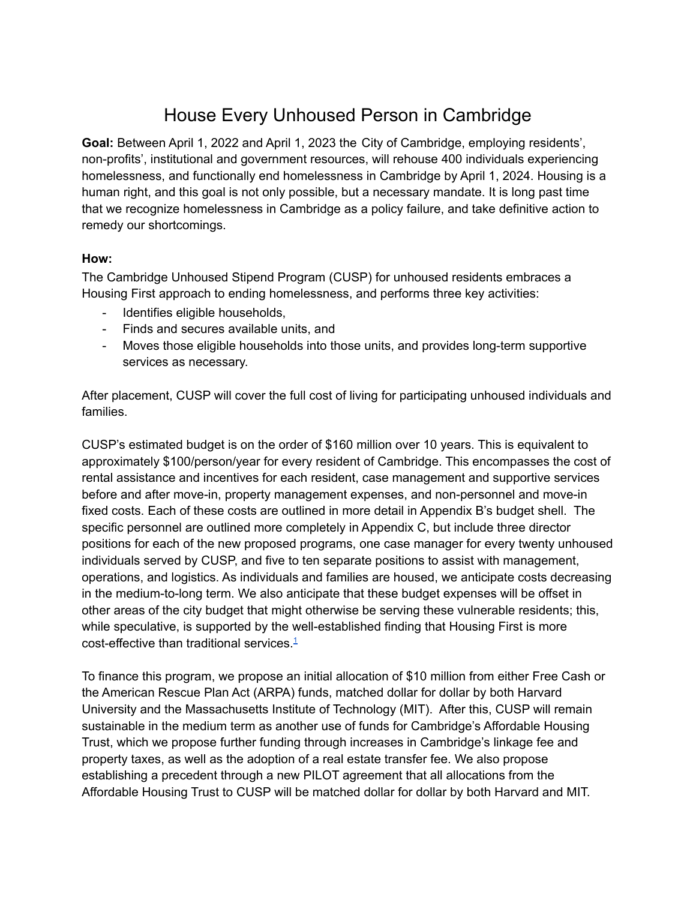# House Every Unhoused Person in Cambridge

**Goal:** Between April 1, 2022 and April 1, 2023 the City of Cambridge, employing residents', non-profits', institutional and government resources, will rehouse 400 individuals experiencing homelessness, and functionally end homelessness in Cambridge by April 1, 2024. Housing is a human right, and this goal is not only possible, but a necessary mandate. It is long past time that we recognize homelessness in Cambridge as a policy failure, and take definitive action to remedy our shortcomings.

**How:**

The Cambridge Unhoused Stipend Program (CUSP) for unhoused residents embraces a Housing First approach to ending homelessness, and performs three key activities:

- Identifies eligible households,
- Finds and secures available units, and
- Moves those eligible households into those units, and provides long-term supportive services as necessary.

After placement, CUSP will cover the full cost of living for participating unhoused individuals and families.

CUSP's estimated budget is on the order of $160 million over 10 years. This is equivalent to approximately $100/person/year for every resident of Cambridge. This encompasses the cost of rental assistance and incentives for each resident, case management and supportive services before and after move-in, property management expenses, and non-personnel and move-in fixed costs. Each of these costs are outlined in more detail in Appendix B's budget shell. The specific personnel are outlined more completely in Appendix C, but include three director positions for each of the new proposed programs, one case manager for every twenty unhoused individuals served by CUSP, and five to ten separate positions to assist with management, operations, and logistics. As individuals and families are housed, we anticipate costs decreasing in the medium-to-long term. We also anticipate that these budget expenses will be offset in other areas of the city budget that might otherwise be serving these vulnerable residents; this, while speculative, is supported by the well-established finding that Housing First is more cost-effective than traditional services.[1]

To finance this program, we propose an initial allocation of $10 million from either Free Cash or the American Rescue Plan Act (ARPA) funds, matched dollar for dollar by both Harvard University and the Massachusetts Institute of Technology (MIT). After this, CUSP will remain sustainable in the medium term as another use of funds for Cambridge's Affordable Housing Trust, which we propose further funding through increases in Cambridge's linkage fee and property taxes, as well as the adoption of a real estate transfer fee. We also propose establishing a precedent through a new PILOT agreement that all allocations from the Affordable Housing Trust to CUSP will be matched dollar for dollar by both Harvard and MIT.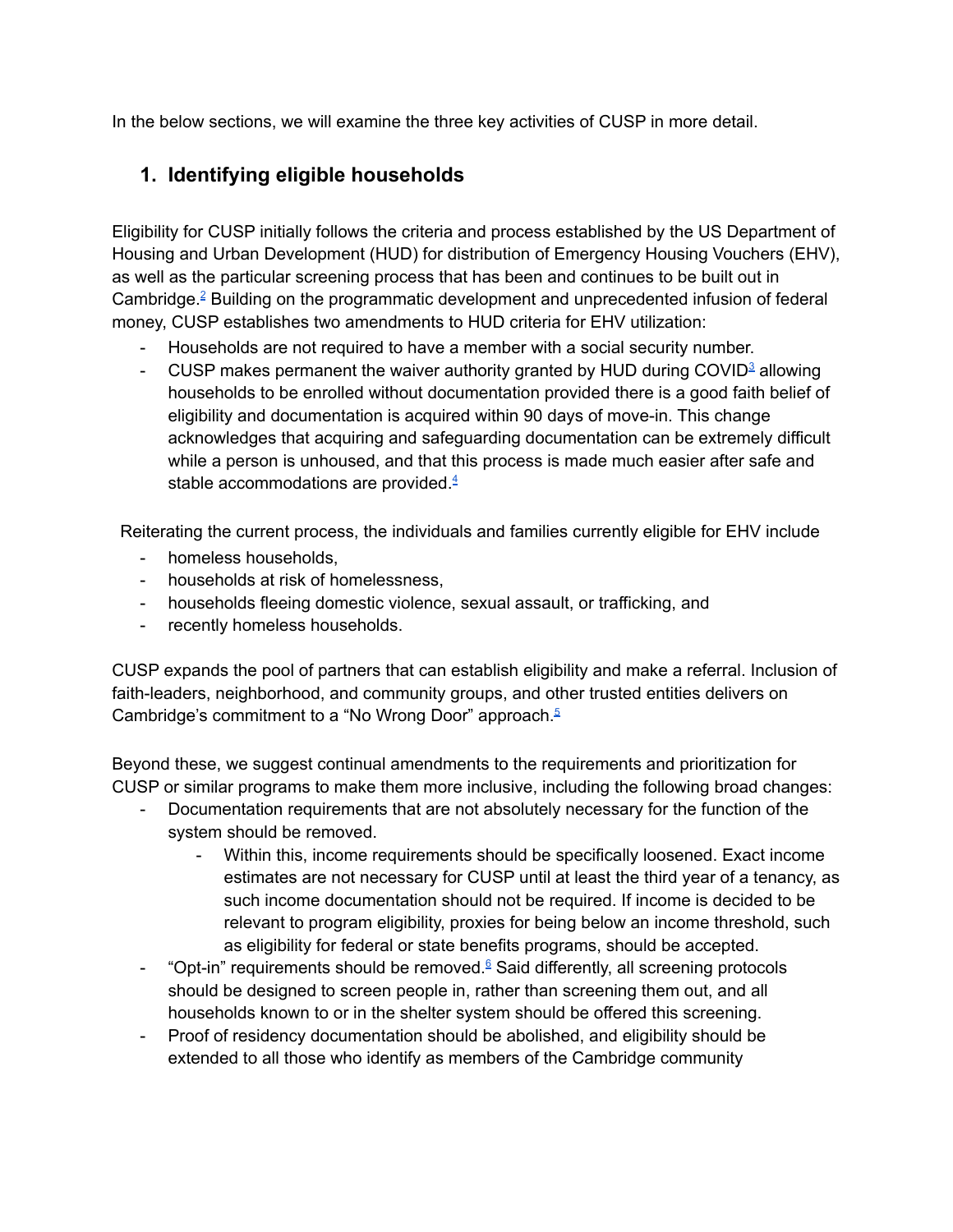In the below sections, we will examine the three key activities of CUSP in more detail.

## 1. Identifying eligible households

Eligibility for CUSP initially follows the criteria and process established by the US Department of Housing and Urban Development (HUD) for distribution of Emergency Housing Vouchers (EHV), as well as the particular screening process that has been and continues to be built out in Cambridge.[2] Building on the programmatic development and unprecedented infusion of federal money, CUSP establishes two amendments to HUD criteria for EHV utilization:

- Households are not required to have a member with a social security number.
- CUSP makes permanent the waiver authority granted by HUD during COVID[3] allowing households to be enrolled without documentation provided there is a good faith belief of eligibility and documentation is acquired within 90 days of move-in. This change acknowledges that acquiring and safeguarding documentation can be extremely difficult while a person is unhoused, and that this process is made much easier after safe and stable accommodations are provided.[4]

Reiterating the current process, the individuals and families currently eligible for EHV include

- homeless households,
- households at risk of homelessness,
- households fleeing domestic violence, sexual assault, or trafficking, and
- recently homeless households.

CUSP expands the pool of partners that can establish eligibility and make a referral. Inclusion of faith-leaders, neighborhood, and community groups, and other trusted entities delivers on Cambridge's commitment to a "No Wrong Door" approach.[5]

Beyond these, we suggest continual amendments to the requirements and prioritization for CUSP or similar programs to make them more inclusive, including the following broad changes:

- Documentation requirements that are not absolutely necessary for the function of the system should be removed.
  - Within this, income requirements should be specifically loosened. Exact income estimates are not necessary for CUSP until at least the third year of a tenancy, as such income documentation should not be required. If income is decided to be relevant to program eligibility, proxies for being below an income threshold, such as eligibility for federal or state benefits programs, should be accepted.
- "Opt-in" requirements should be removed.[6] Said differently, all screening protocols should be designed to screen people in, rather than screening them out, and all households known to or in the shelter system should be offered this screening.
- Proof of residency documentation should be abolished, and eligibility should be extended to all those who identify as members of the Cambridge community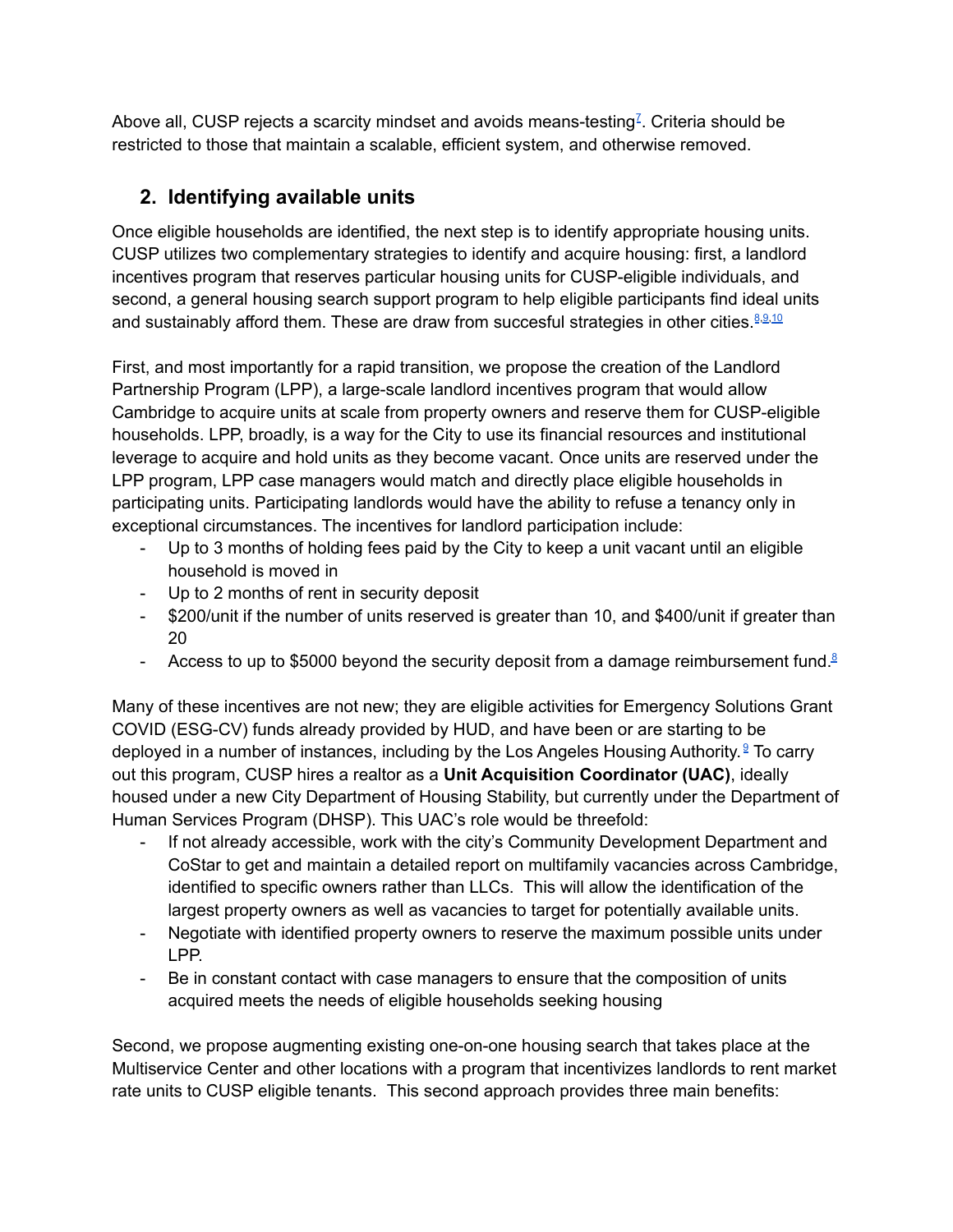Above all, CUSP rejects a scarcity mindset and avoids means-testing[7]. Criteria should be restricted to those that maintain a scalable, efficient system, and otherwise removed.

## 2. Identifying available units

Once eligible households are identified, the next step is to identify appropriate housing units. CUSP utilizes two complementary strategies to identify and acquire housing: first, a landlord incentives program that reserves particular housing units for CUSP-eligible individuals, and second, a general housing search support program to help eligible participants find ideal units and sustainably afford them. These are draw from succesful strategies in other cities.[8,9,10]

First, and most importantly for a rapid transition, we propose the creation of the Landlord Partnership Program (LPP), a large-scale landlord incentives program that would allow Cambridge to acquire units at scale from property owners and reserve them for CUSP-eligible households. LPP, broadly, is a way for the City to use its financial resources and institutional leverage to acquire and hold units as they become vacant. Once units are reserved under the LPP program, LPP case managers would match and directly place eligible households in participating units. Participating landlords would have the ability to refuse a tenancy only in exceptional circumstances. The incentives for landlord participation include:

- Up to 3 months of holding fees paid by the City to keep a unit vacant until an eligible household is moved in
- Up to 2 months of rent in security deposit
- $200/unit if the number of units reserved is greater than 10, and $400/unit if greater than 20
- Access to up to $5000 beyond the security deposit from a damage reimbursement fund.[8]

Many of these incentives are not new; they are eligible activities for Emergency Solutions Grant COVID (ESG-CV) funds already provided by HUD, and have been or are starting to be deployed in a number of instances, including by the Los Angeles Housing Authority.[9] To carry out this program, CUSP hires a realtor as a **Unit Acquisition Coordinator (UAC)**, ideally housed under a new City Department of Housing Stability, but currently under the Department of Human Services Program (DHSP). This UAC's role would be threefold:

- If not already accessible, work with the city's Community Development Department and CoStar to get and maintain a detailed report on multifamily vacancies across Cambridge, identified to specific owners rather than LLCs. This will allow the identification of the largest property owners as well as vacancies to target for potentially available units.
- Negotiate with identified property owners to reserve the maximum possible units under LPP.
- Be in constant contact with case managers to ensure that the composition of units acquired meets the needs of eligible households seeking housing

Second, we propose augmenting existing one-on-one housing search that takes place at the Multiservice Center and other locations with a program that incentivizes landlords to rent market rate units to CUSP eligible tenants. This second approach provides three main benefits: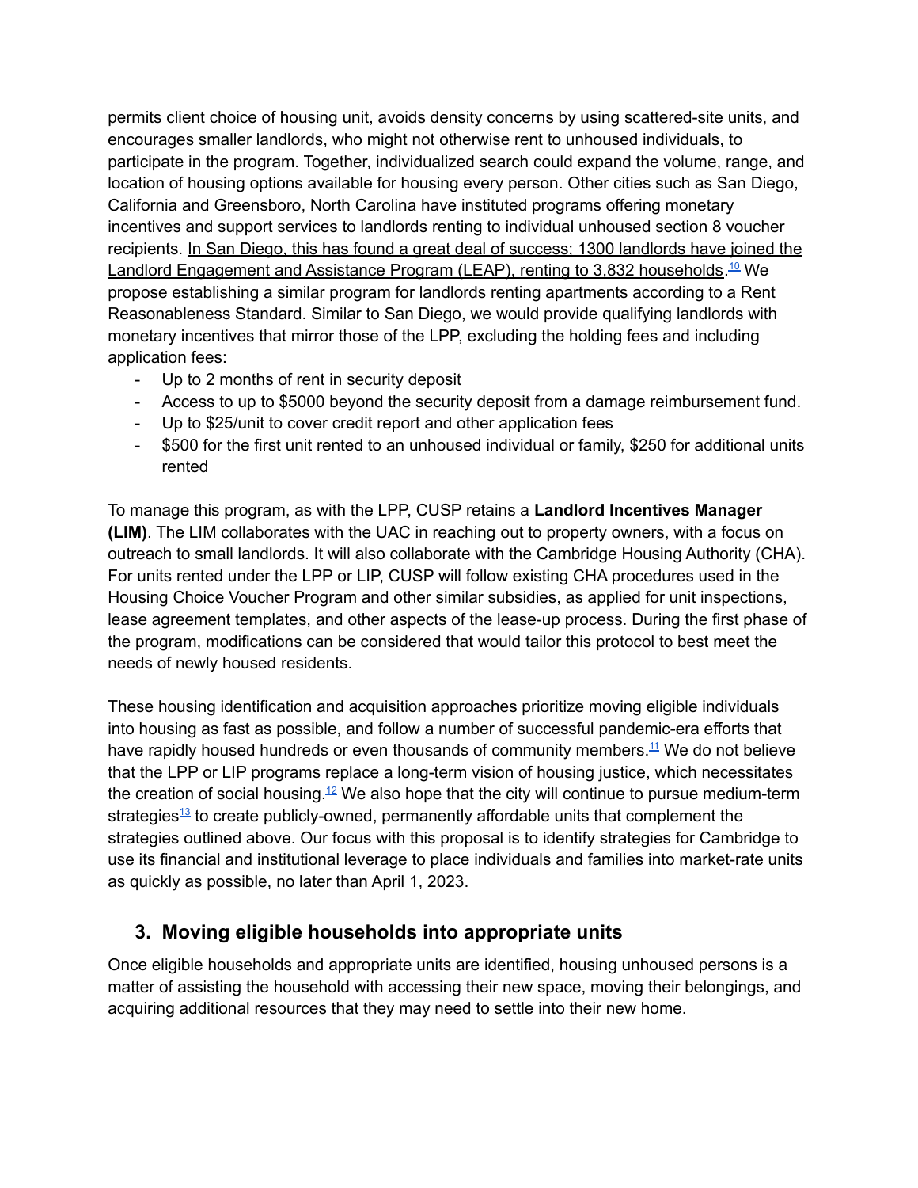permits client choice of housing unit, avoids density concerns by using scattered-site units, and encourages smaller landlords, who might not otherwise rent to unhoused individuals, to participate in the program. Together, individualized search could expand the volume, range, and location of housing options available for housing every person. Other cities such as San Diego, California and Greensboro, North Carolina have instituted programs offering monetary incentives and support services to landlords renting to individual unhoused section 8 voucher recipients. In San Diego, this has found a great deal of success; 1300 landlords have joined the Landlord Engagement and Assistance Program (LEAP), renting to 3,832 households.[10] We propose establishing a similar program for landlords renting apartments according to a Rent Reasonableness Standard. Similar to San Diego, we would provide qualifying landlords with monetary incentives that mirror those of the LPP, excluding the holding fees and including application fees:

- Up to 2 months of rent in security deposit
- Access to up to $5000 beyond the security deposit from a damage reimbursement fund.
- Up to $25/unit to cover credit report and other application fees
- $500 for the first unit rented to an unhoused individual or family, $250 for additional units rented

To manage this program, as with the LPP, CUSP retains a **Landlord Incentives Manager (LIM)**. The LIM collaborates with the UAC in reaching out to property owners, with a focus on outreach to small landlords. It will also collaborate with the Cambridge Housing Authority (CHA). For units rented under the LPP or LIP, CUSP will follow existing CHA procedures used in the Housing Choice Voucher Program and other similar subsidies, as applied for unit inspections, lease agreement templates, and other aspects of the lease-up process. During the first phase of the program, modifications can be considered that would tailor this protocol to best meet the needs of newly housed residents.

These housing identification and acquisition approaches prioritize moving eligible individuals into housing as fast as possible, and follow a number of successful pandemic-era efforts that have rapidly housed hundreds or even thousands of community members.[11] We do not believe that the LPP or LIP programs replace a long-term vision of housing justice, which necessitates the creation of social housing.[12] We also hope that the city will continue to pursue medium-term strategies[13] to create publicly-owned, permanently affordable units that complement the strategies outlined above. Our focus with this proposal is to identify strategies for Cambridge to use its financial and institutional leverage to place individuals and families into market-rate units as quickly as possible, no later than April 1, 2023.

## 3. Moving eligible households into appropriate units

Once eligible households and appropriate units are identified, housing unhoused persons is a matter of assisting the household with accessing their new space, moving their belongings, and acquiring additional resources that they may need to settle into their new home.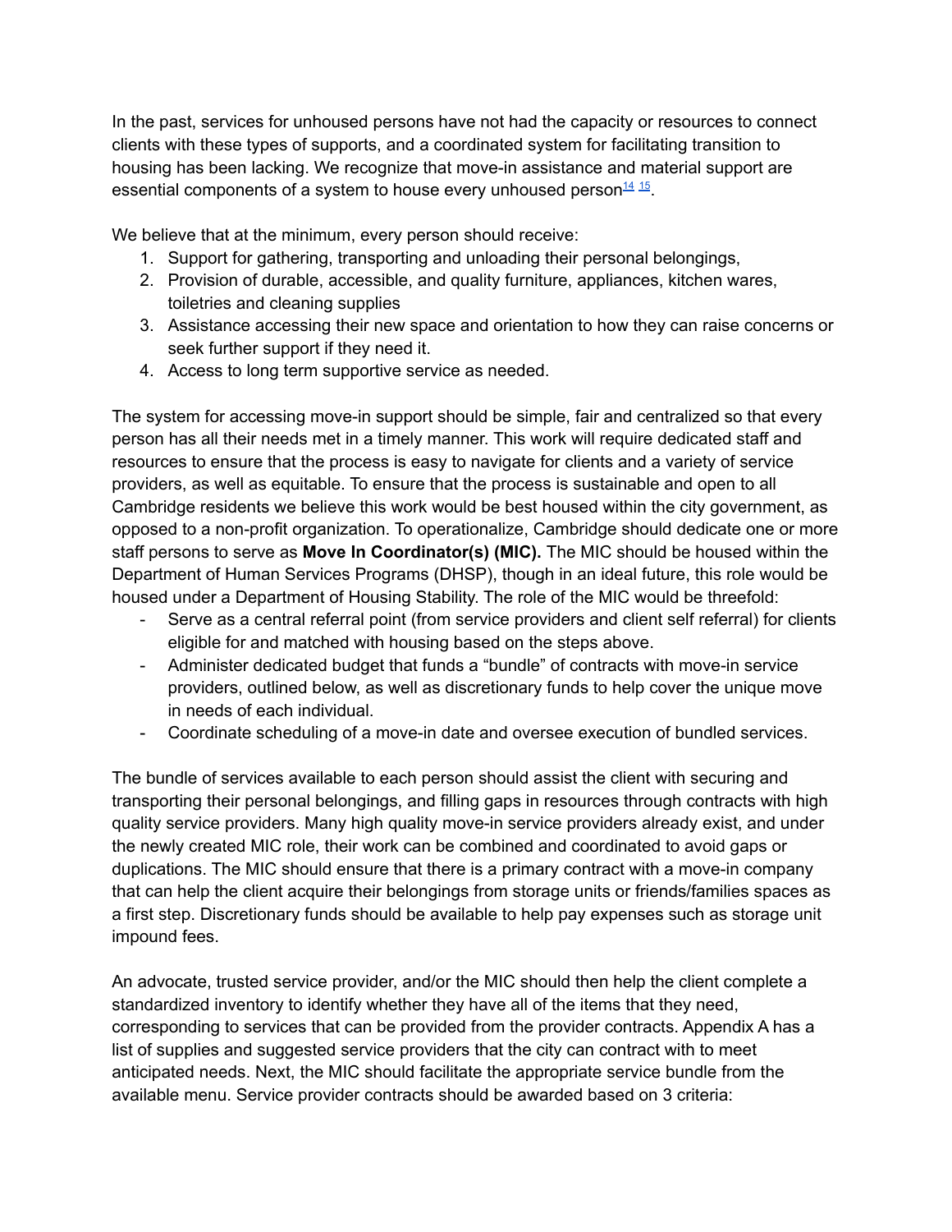In the past, services for unhoused persons have not had the capacity or resources to connect clients with these types of supports, and a coordinated system for facilitating transition to housing has been lacking. We recognize that move-in assistance and material support are essential components of a system to house every unhoused person[14] [15].

We believe that at the minimum, every person should receive:

1. Support for gathering, transporting and unloading their personal belongings,
2. Provision of durable, accessible, and quality furniture, appliances, kitchen wares, toiletries and cleaning supplies
3. Assistance accessing their new space and orientation to how they can raise concerns or seek further support if they need it.
4. Access to long term supportive service as needed.

The system for accessing move-in support should be simple, fair and centralized so that every person has all their needs met in a timely manner. This work will require dedicated staff and resources to ensure that the process is easy to navigate for clients and a variety of service providers, as well as equitable. To ensure that the process is sustainable and open to all Cambridge residents we believe this work would be best housed within the city government, as opposed to a non-profit organization. To operationalize, Cambridge should dedicate one or more staff persons to serve as **Move In Coordinator(s) (MIC).** The MIC should be housed within the Department of Human Services Programs (DHSP), though in an ideal future, this role would be housed under a Department of Housing Stability. The role of the MIC would be threefold:

- Serve as a central referral point (from service providers and client self referral) for clients eligible for and matched with housing based on the steps above.
- Administer dedicated budget that funds a "bundle" of contracts with move-in service providers, outlined below, as well as discretionary funds to help cover the unique move in needs of each individual.
- Coordinate scheduling of a move-in date and oversee execution of bundled services.

The bundle of services available to each person should assist the client with securing and transporting their personal belongings, and filling gaps in resources through contracts with high quality service providers. Many high quality move-in service providers already exist, and under the newly created MIC role, their work can be combined and coordinated to avoid gaps or duplications. The MIC should ensure that there is a primary contract with a move-in company that can help the client acquire their belongings from storage units or friends/families spaces as a first step. Discretionary funds should be available to help pay expenses such as storage unit impound fees.

An advocate, trusted service provider, and/or the MIC should then help the client complete a standardized inventory to identify whether they have all of the items that they need, corresponding to services that can be provided from the provider contracts. Appendix A has a list of supplies and suggested service providers that the city can contract with to meet anticipated needs. Next, the MIC should facilitate the appropriate service bundle from the available menu. Service provider contracts should be awarded based on 3 criteria: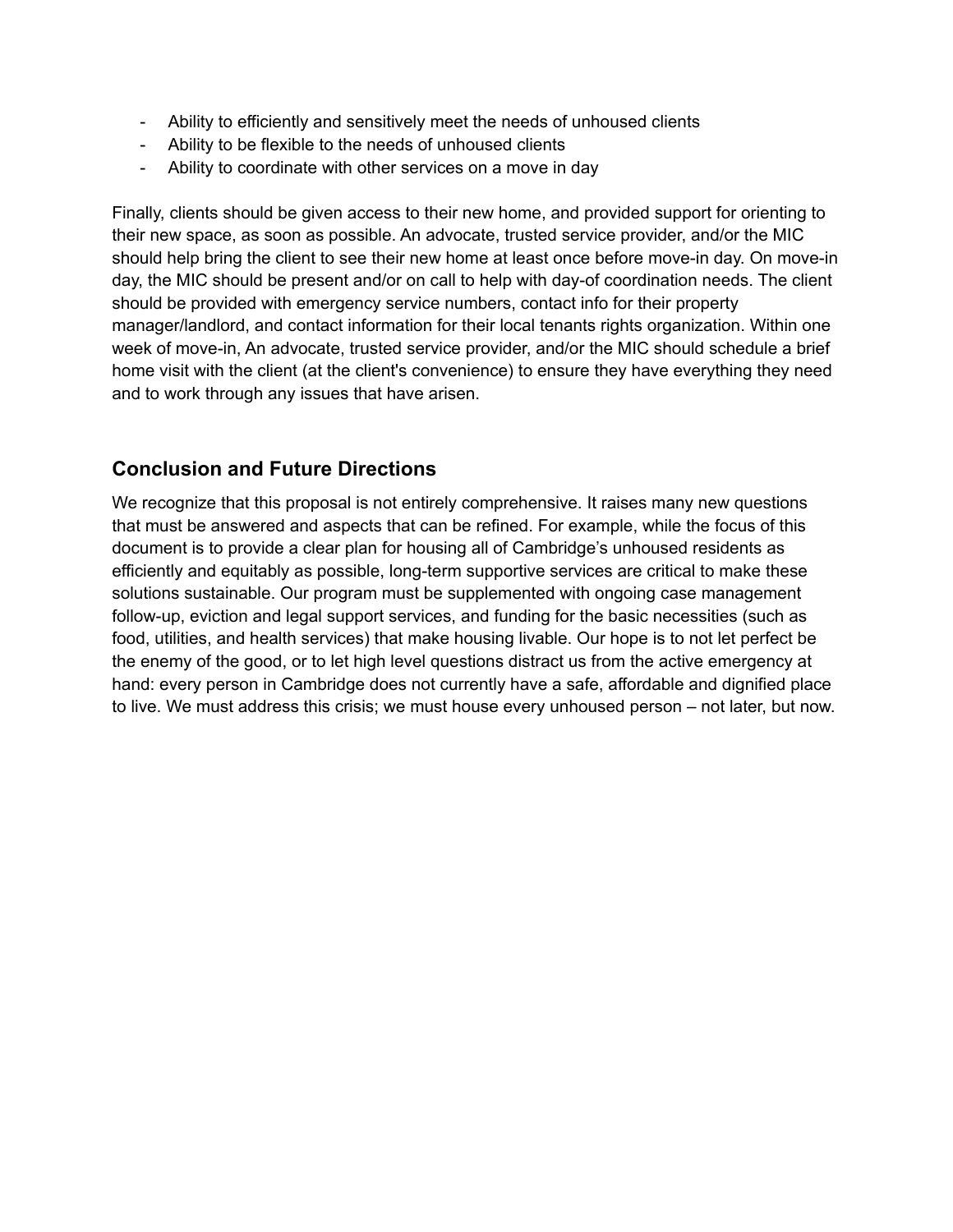- Ability to efficiently and sensitively meet the needs of unhoused clients
- Ability to be flexible to the needs of unhoused clients
- Ability to coordinate with other services on a move in day

Finally, clients should be given access to their new home, and provided support for orienting to their new space, as soon as possible. An advocate, trusted service provider, and/or the MIC should help bring the client to see their new home at least once before move-in day. On move-in day, the MIC should be present and/or on call to help with day-of coordination needs. The client should be provided with emergency service numbers, contact info for their property manager/landlord, and contact information for their local tenants rights organization. Within one week of move-in, An advocate, trusted service provider, and/or the MIC should schedule a brief home visit with the client (at the client's convenience) to ensure they have everything they need and to work through any issues that have arisen.

## Conclusion and Future Directions

We recognize that this proposal is not entirely comprehensive. It raises many new questions that must be answered and aspects that can be refined. For example, while the focus of this document is to provide a clear plan for housing all of Cambridge's unhoused residents as efficiently and equitably as possible, long-term supportive services are critical to make these solutions sustainable. Our program must be supplemented with ongoing case management follow-up, eviction and legal support services, and funding for the basic necessities (such as food, utilities, and health services) that make housing livable. Our hope is to not let perfect be the enemy of the good, or to let high level questions distract us from the active emergency at hand: every person in Cambridge does not currently have a safe, affordable and dignified place to live. We must address this crisis; we must house every unhoused person – not later, but now.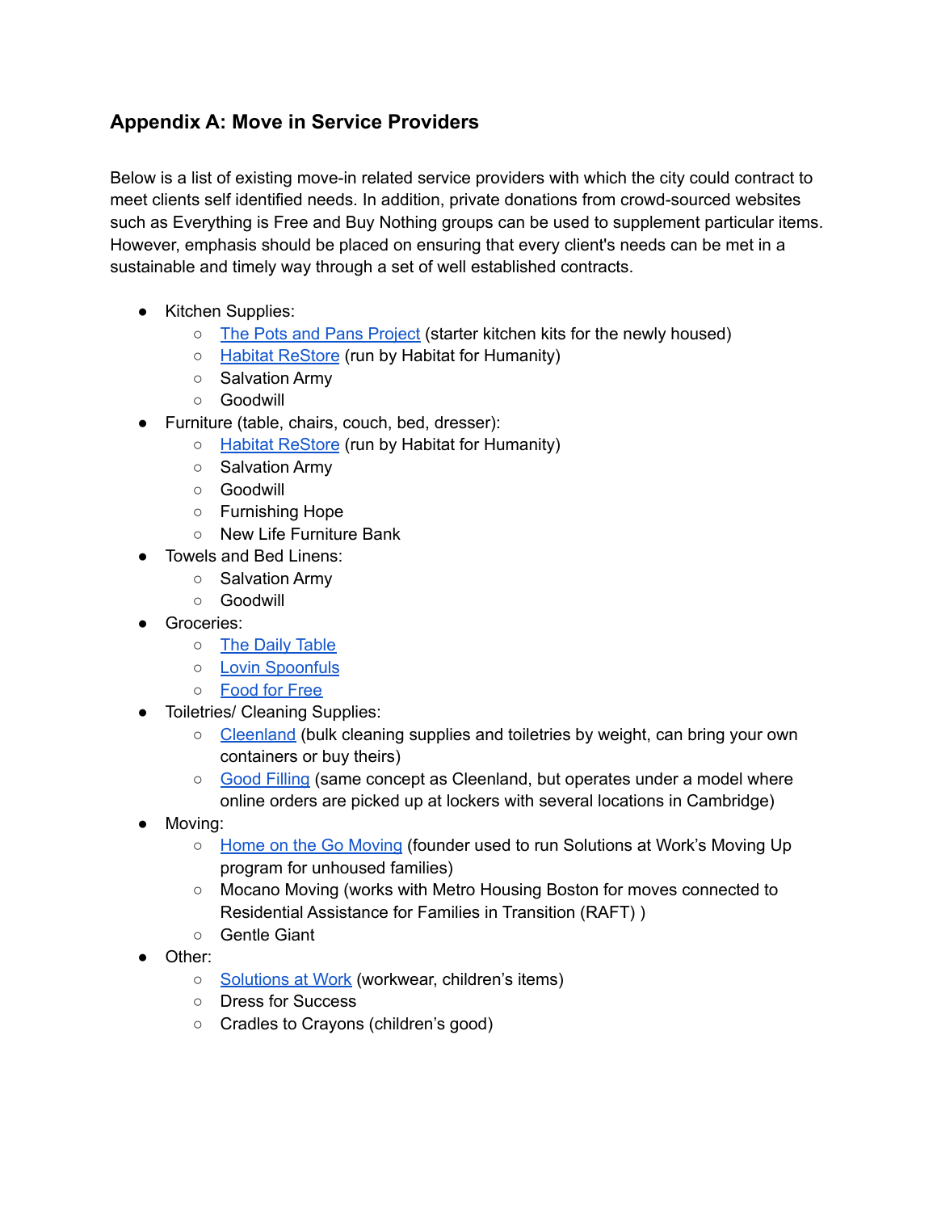## Appendix A: Move in Service Providers

Below is a list of existing move-in related service providers with which the city could contract to meet clients self identified needs. In addition, private donations from crowd-sourced websites such as Everything is Free and Buy Nothing groups can be used to supplement particular items. However, emphasis should be placed on ensuring that every client's needs can be met in a sustainable and timely way through a set of well established contracts.

- Kitchen Supplies:
  - The Pots and Pans Project (starter kitchen kits for the newly housed)
  - Habitat ReStore (run by Habitat for Humanity)
  - Salvation Army
  - Goodwill
- Furniture (table, chairs, couch, bed, dresser):
  - Habitat ReStore (run by Habitat for Humanity)
  - Salvation Army
  - Goodwill
  - Furnishing Hope
  - New Life Furniture Bank
- Towels and Bed Linens:
  - Salvation Army
  - Goodwill
- Groceries:
  - The Daily Table
  - Lovin Spoonfuls
  - Food for Free
- Toiletries/ Cleaning Supplies:
  - Cleenland (bulk cleaning supplies and toiletries by weight, can bring your own containers or buy theirs)
  - Good Filling (same concept as Cleenland, but operates under a model where online orders are picked up at lockers with several locations in Cambridge)
- Moving:
  - Home on the Go Moving (founder used to run Solutions at Work's Moving Up program for unhoused families)
  - Mocano Moving (works with Metro Housing Boston for moves connected to Residential Assistance for Families in Transition (RAFT) )
  - Gentle Giant
- Other:
  - Solutions at Work (workwear, children's items)
  - Dress for Success
  - Cradles to Crayons (children's good)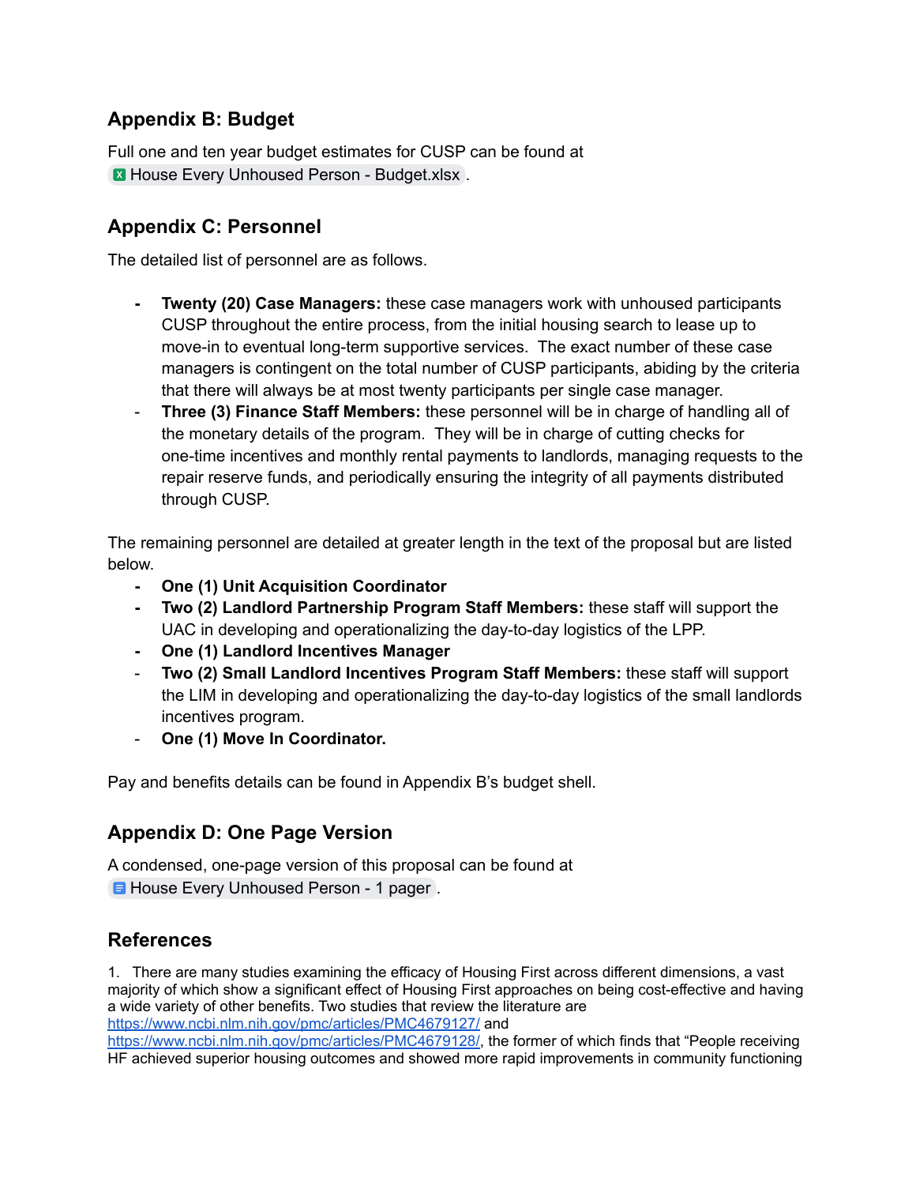## Appendix B: Budget

Full one and ten year budget estimates for CUSP can be found at House Every Unhoused Person - Budget.xlsx.

## Appendix C: Personnel

The detailed list of personnel are as follows.

- **Twenty (20) Case Managers:** these case managers work with unhoused participants CUSP throughout the entire process, from the initial housing search to lease up to move-in to eventual long-term supportive services. The exact number of these case managers is contingent on the total number of CUSP participants, abiding by the criteria that there will always be at most twenty participants per single case manager.
- **Three (3) Finance Staff Members:** these personnel will be in charge of handling all of the monetary details of the program. They will be in charge of cutting checks for one-time incentives and monthly rental payments to landlords, managing requests to the repair reserve funds, and periodically ensuring the integrity of all payments distributed through CUSP.

The remaining personnel are detailed at greater length in the text of the proposal but are listed below.

- **One (1) Unit Acquisition Coordinator**
- **Two (2) Landlord Partnership Program Staff Members:** these staff will support the UAC in developing and operationalizing the day-to-day logistics of the LPP.
- **One (1) Landlord Incentives Manager**
- **Two (2) Small Landlord Incentives Program Staff Members:** these staff will support the LIM in developing and operationalizing the day-to-day logistics of the small landlords incentives program.
- **One (1) Move In Coordinator.**

Pay and benefits details can be found in Appendix B's budget shell.

## Appendix D: One Page Version

A condensed, one-page version of this proposal can be found at House Every Unhoused Person - 1 pager.

## References

1. There are many studies examining the efficacy of Housing First across different dimensions, a vast majority of which show a significant effect of Housing First approaches on being cost-effective and having a wide variety of other benefits. Two studies that review the literature are https://www.ncbi.nlm.nih.gov/pmc/articles/PMC4679127/ and https://www.ncbi.nlm.nih.gov/pmc/articles/PMC4679128/, the former of which finds that "People receiving HF achieved superior housing outcomes and showed more rapid improvements in community functioning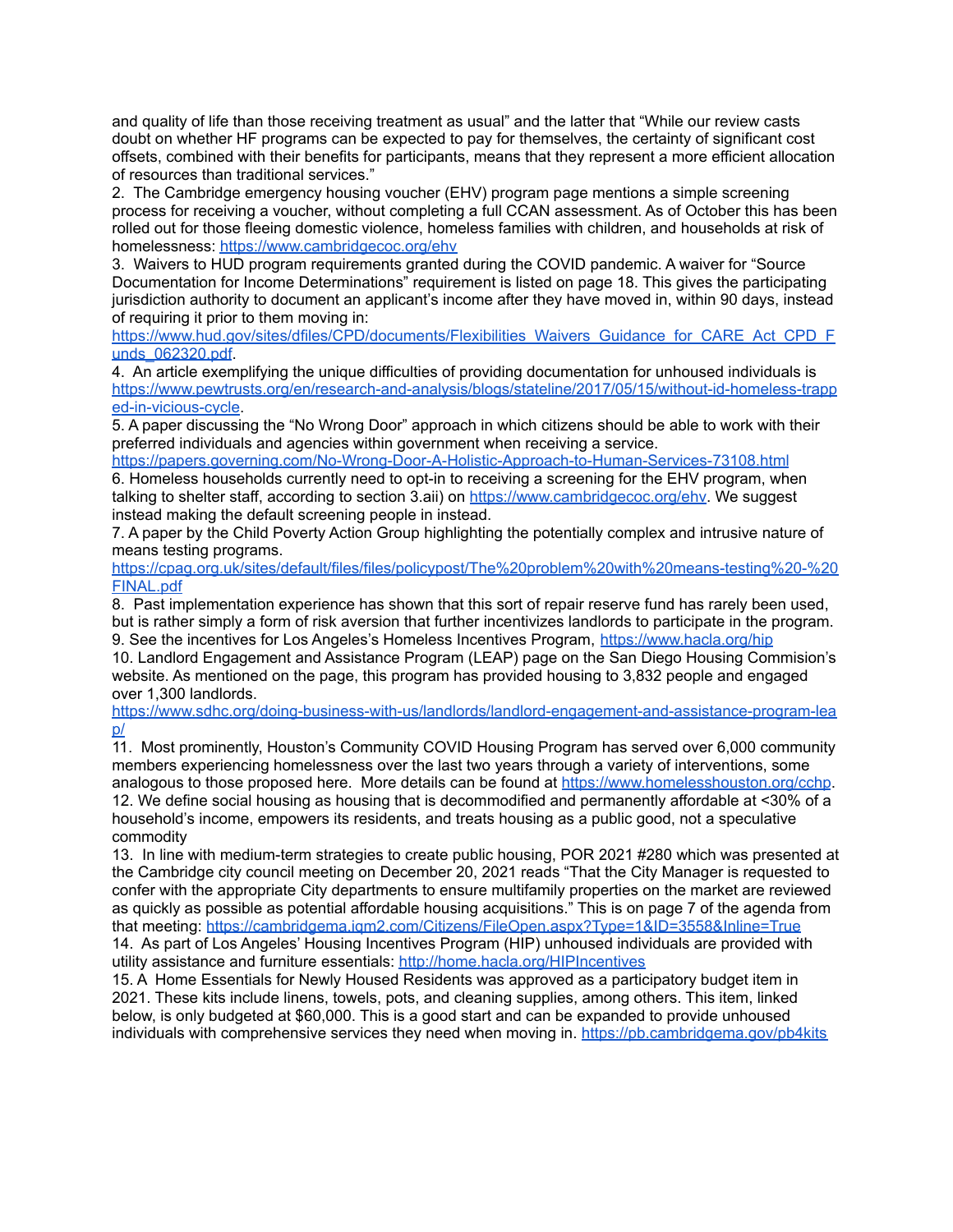and quality of life than those receiving treatment as usual" and the latter that "While our review casts doubt on whether HF programs can be expected to pay for themselves, the certainty of significant cost offsets, combined with their benefits for participants, means that they represent a more efficient allocation of resources than traditional services."

2. The Cambridge emergency housing voucher (EHV) program page mentions a simple screening process for receiving a voucher, without completing a full CCAN assessment. As of October this has been rolled out for those fleeing domestic violence, homeless families with children, and households at risk of homelessness: https://www.cambridgecoc.org/ehv

3. Waivers to HUD program requirements granted during the COVID pandemic. A waiver for "Source Documentation for Income Determinations" requirement is listed on page 18. This gives the participating jurisdiction authority to document an applicant's income after they have moved in, within 90 days, instead of requiring it prior to them moving in: https://www.hud.gov/sites/dfiles/CPD/documents/Flexibilities_Waivers_Guidance_for_CARE_Act_CPD_Funds_062320.pdf.

4. An article exemplifying the unique difficulties of providing documentation for unhoused individuals is https://www.pewtrusts.org/en/research-and-analysis/blogs/stateline/2017/05/15/without-id-homeless-trapped-in-vicious-cycle.

5. A paper discussing the "No Wrong Door" approach in which citizens should be able to work with their preferred individuals and agencies within government when receiving a service. https://papers.governing.com/No-Wrong-Door-A-Holistic-Approach-to-Human-Services-73108.html

6. Homeless households currently need to opt-in to receiving a screening for the EHV program, when talking to shelter staff, according to section 3.aii) on https://www.cambridgecoc.org/ehv. We suggest instead making the default screening people in instead.

7. A paper by the Child Poverty Action Group highlighting the potentially complex and intrusive nature of means testing programs. https://cpag.org.uk/sites/default/files/files/policypost/The%20problem%20with%20means-testing%20-%20FINAL.pdf

8. Past implementation experience has shown that this sort of repair reserve fund has rarely been used, but is rather simply a form of risk aversion that further incentivizes landlords to participate in the program.

9. See the incentives for Los Angeles's Homeless Incentives Program, https://www.hacla.org/hip

10. Landlord Engagement and Assistance Program (LEAP) page on the San Diego Housing Commision's website. As mentioned on the page, this program has provided housing to 3,832 people and engaged over 1,300 landlords. https://www.sdhc.org/doing-business-with-us/landlords/landlord-engagement-and-assistance-program-leap/

11. Most prominently, Houston's Community COVID Housing Program has served over 6,000 community members experiencing homelessness over the last two years through a variety of interventions, some analogous to those proposed here. More details can be found at https://www.homelesshouston.org/cchp.

12. We define social housing as housing that is decommodified and permanently affordable at <30% of a household's income, empowers its residents, and treats housing as a public good, not a speculative commodity

13. In line with medium-term strategies to create public housing, POR 2021 #280 which was presented at the Cambridge city council meeting on December 20, 2021 reads "That the City Manager is requested to confer with the appropriate City departments to ensure multifamily properties on the market are reviewed as quickly as possible as potential affordable housing acquisitions." This is on page 7 of the agenda from that meeting: https://cambridgema.iqm2.com/Citizens/FileOpen.aspx?Type=1&ID=3558&Inline=True

14. As part of Los Angeles' Housing Incentives Program (HIP) unhoused individuals are provided with utility assistance and furniture essentials: http://home.hacla.org/HIPIncentives

15. A Home Essentials for Newly Housed Residents was approved as a participatory budget item in 2021. These kits include linens, towels, pots, and cleaning supplies, among others. This item, linked below, is only budgeted at $60,000. This is a good start and can be expanded to provide unhoused individuals with comprehensive services they need when moving in. https://pb.cambridgema.gov/pb4kits